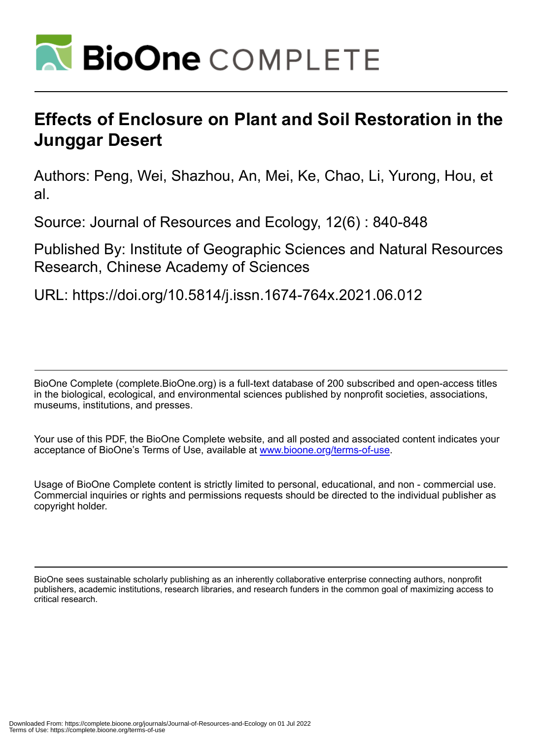# BioOne COMPLETE

## Effects of Enclosure on Plant and Soil Restoration in the Junggar Desert

Authors: Peng, Wei, Shazhou, An, Mei, Ke, Chao, Li, Yurong, Hou, et al.

Source: Journal of Resources and Ecology, 12(6) : 840-848

Published By: Institute of Geographic Sciences and Natural Resources Research, Chinese Academy of Sciences

URL: https://doi.org/10.5814/j.issn.1674-764x.2021.06.012

BioOne Complete (complete.BioOne.org) is a full-text database of 200 subscribed and open-access titles in the biological, ecological, and environmental sciences published by nonprofit societies, associations, museums, institutions, and presses.

Your use of this PDF, the BioOne Complete website, and all posted and associated content indicates your acceptance of BioOne's Terms of Use, available at www.bioone.org/terms-of-use.

Usage of BioOne Complete content is strictly limited to personal, educational, and non - commercial use. Commercial inquiries or rights and permissions requests should be directed to the individual publisher as copyright holder.

BioOne sees sustainable scholarly publishing as an inherently collaborative enterprise connecting authors, nonprofit publishers, academic institutions, research libraries, and research funders in the common goal of maximizing access to critical research.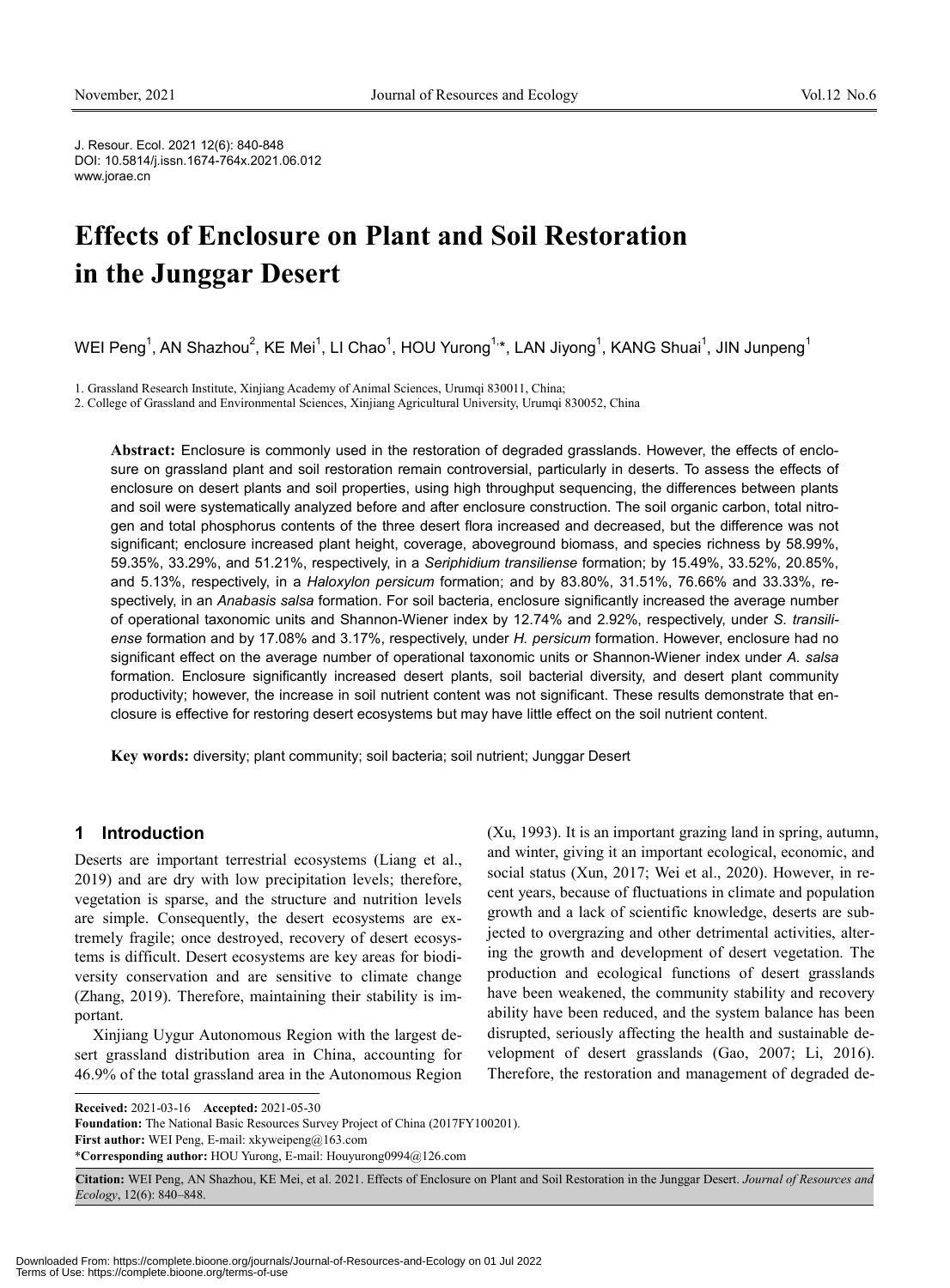J. Resour. Ecol. 2021 12(6): 840-848
DOI: 10.5814/j.issn.1674-764x.2021.06.012
www.jorae.cn

# Effects of Enclosure on Plant and Soil Restoration in the Junggar Desert

WEI Peng[1], AN Shazhou[2], KE Mei[1], LI Chao[1], HOU Yurong[1,*], LAN Jiyong[1], KANG Shuai[1], JIN Junpeng[1]

1. Grassland Research Institute, Xinjiang Academy of Animal Sciences, Urumqi 830011, China;
2. College of Grassland and Environmental Sciences, Xinjiang Agricultural University, Urumqi 830052, China

**Abstract:** Enclosure is commonly used in the restoration of degraded grasslands. However, the effects of enclosure on grassland plant and soil restoration remain controversial, particularly in deserts. To assess the effects of enclosure on desert plants and soil properties, using high throughput sequencing, the differences between plants and soil were systematically analyzed before and after enclosure construction. The soil organic carbon, total nitrogen and total phosphorus contents of the three desert flora increased and decreased, but the difference was not significant; enclosure increased plant height, coverage, aboveground biomass, and species richness by 58.99%, 59.35%, 33.29%, and 51.21%, respectively, in a *Seriphidium transiliense* formation; by 15.49%, 33.52%, 20.85%, and 5.13%, respectively, in a *Haloxylon persicum* formation; and by 83.80%, 31.51%, 76.66% and 33.33%, respectively, in an *Anabasis salsa* formation. For soil bacteria, enclosure significantly increased the average number of operational taxonomic units and Shannon-Wiener index by 12.74% and 2.92%, respectively, under *S. transiliense* formation and by 17.08% and 3.17%, respectively, under *H. persicum* formation. However, enclosure had no significant effect on the average number of operational taxonomic units or Shannon-Wiener index under *A. salsa* formation. Enclosure significantly increased desert plants, soil bacterial diversity, and desert plant community productivity; however, the increase in soil nutrient content was not significant. These results demonstrate that enclosure is effective for restoring desert ecosystems but may have little effect on the soil nutrient content.

**Key words:** diversity; plant community; soil bacteria; soil nutrient; Junggar Desert

## 1 Introduction

Deserts are important terrestrial ecosystems (Liang et al., 2019) and are dry with low precipitation levels; therefore, vegetation is sparse, and the structure and nutrition levels are simple. Consequently, the desert ecosystems are extremely fragile; once destroyed, recovery of desert ecosystems is difficult. Desert ecosystems are key areas for biodiversity conservation and are sensitive to climate change (Zhang, 2019). Therefore, maintaining their stability is important.

Xinjiang Uygur Autonomous Region with the largest desert grassland distribution area in China, accounting for 46.9% of the total grassland area in the Autonomous Region (Xu, 1993). It is an important grazing land in spring, autumn, and winter, giving it an important ecological, economic, and social status (Xun, 2017; Wei et al., 2020). However, in recent years, because of fluctuations in climate and population growth and a lack of scientific knowledge, deserts are subjected to overgrazing and other detrimental activities, altering the growth and development of desert vegetation. The production and ecological functions of desert grasslands have been weakened, the community stability and recovery ability have been reduced, and the system balance has been disrupted, seriously affecting the health and sustainable development of desert grasslands (Gao, 2007; Li, 2016). Therefore, the restoration and management of degraded de-

**Received:** 2021-03-16 **Accepted:** 2021-05-30
**Foundation:** The National Basic Resources Survey Project of China (2017FY100201).
**First author:** WEI Peng, E-mail: xkyweipeng@163.com
*Corresponding author: HOU Yurong, E-mail: Houyurong0994@126.com

**Citation:** WEI Peng, AN Shazhou, KE Mei, et al. 2021. Effects of Enclosure on Plant and Soil Restoration in the Junggar Desert. *Journal of Resources and Ecology*, 12(6): 840–848.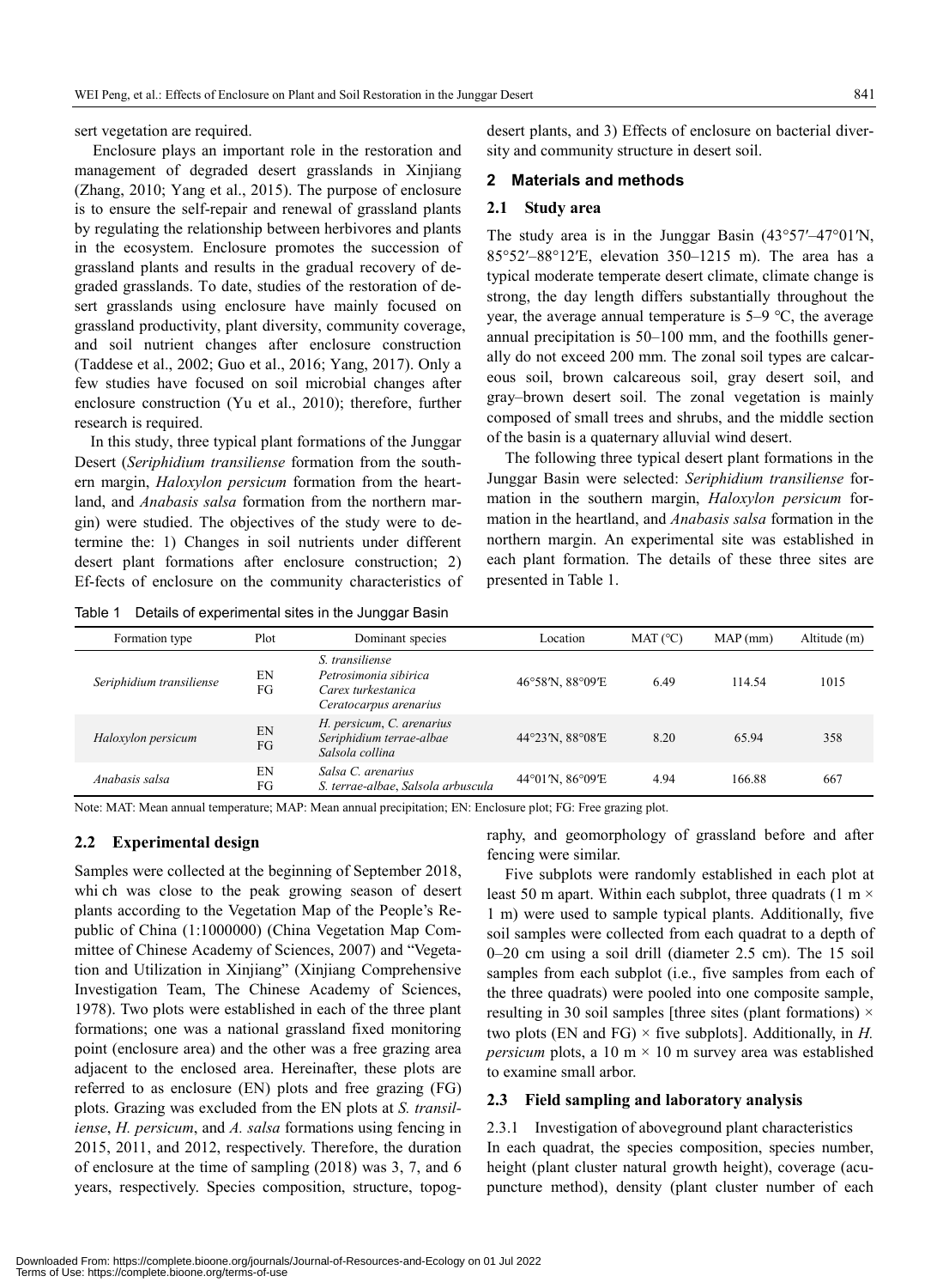sert vegetation are required.

Enclosure plays an important role in the restoration and management of degraded desert grasslands in Xinjiang (Zhang, 2010; Yang et al., 2015). The purpose of enclosure is to ensure the self-repair and renewal of grassland plants by regulating the relationship between herbivores and plants in the ecosystem. Enclosure promotes the succession of grassland plants and results in the gradual recovery of degraded grasslands. To date, studies of the restoration of desert grasslands using enclosure have mainly focused on grassland productivity, plant diversity, community coverage, and soil nutrient changes after enclosure construction (Taddese et al., 2002; Guo et al., 2016; Yang, 2017). Only a few studies have focused on soil microbial changes after enclosure construction (Yu et al., 2010); therefore, further research is required.

In this study, three typical plant formations of the Junggar Desert (*Seriphidium transiliense* formation from the southern margin, *Haloxylon persicum* formation from the heartland, and *Anabasis salsa* formation from the northern margin) were studied. The objectives of the study were to determine the: 1) Changes in soil nutrients under different desert plant formations after enclosure construction; 2) Ef-fects of enclosure on the community characteristics of desert plants, and 3) Effects of enclosure on bacterial diversity and community structure in desert soil.

## 2 Materials and methods

### 2.1 Study area

The study area is in the Junggar Basin (43°57′–47°01′N, 85°52′–88°12′E, elevation 350–1215 m). The area has a typical moderate temperate desert climate, climate change is strong, the day length differs substantially throughout the year, the average annual temperature is 5–9 ℃, the average annual precipitation is 50–100 mm, and the foothills generally do not exceed 200 mm. The zonal soil types are calcareous soil, brown calcareous soil, gray desert soil, and gray–brown desert soil. The zonal vegetation is mainly composed of small trees and shrubs, and the middle section of the basin is a quaternary alluvial wind desert.

The following three typical desert plant formations in the Junggar Basin were selected: *Seriphidium transiliense* formation in the southern margin, *Haloxylon persicum* formation in the heartland, and *Anabasis salsa* formation in the northern margin. An experimental site was established in each plant formation. The details of these three sites are presented in Table 1.

Table 1 Details of experimental sites in the Junggar Basin

| Formation type | Plot | Dominant species | Location | MAT (℃) | MAP (mm) | Altitude (m) |
|---|---|---|---|---|---|---|
| *Seriphidium transiliense* | EN<br>FG | *S. transiliense*<br>*Petrosimonia sibirica*<br>*Carex turkestanica*<br>*Ceratocarpus arenarius* | 46°58′N, 88°09′E | 6.49 | 114.54 | 1015 |
| *Haloxylon persicum* | EN<br>FG | *H. persicum*, *C. arenarius*<br>*Seriphidium terrae-albae*<br>*Salsola collina* | 44°23′N, 88°08′E | 8.20 | 65.94 | 358 |
| *Anabasis salsa* | EN<br>FG | *Salsa C. arenarius*<br>*S. terrae-albae*, *Salsola arbuscula* | 44°01′N, 86°09′E | 4.94 | 166.88 | 667 |

Note: MAT: Mean annual temperature; MAP: Mean annual precipitation; EN: Enclosure plot; FG: Free grazing plot.

### 2.2 Experimental design

Samples were collected at the beginning of September 2018, whi ch was close to the peak growing season of desert plants according to the Vegetation Map of the People's Republic of China (1:1000000) (China Vegetation Map Committee of Chinese Academy of Sciences, 2007) and "Vegetation and Utilization in Xinjiang" (Xinjiang Comprehensive Investigation Team, The Chinese Academy of Sciences, 1978). Two plots were established in each of the three plant formations; one was a national grassland fixed monitoring point (enclosure area) and the other was a free grazing area adjacent to the enclosed area. Hereinafter, these plots are referred to as enclosure (EN) plots and free grazing (FG) plots. Grazing was excluded from the EN plots at *S. transiliense*, *H. persicum*, and *A. salsa* formations using fencing in 2015, 2011, and 2012, respectively. Therefore, the duration of enclosure at the time of sampling (2018) was 3, 7, and 6 years, respectively. Species composition, structure, topography, and geomorphology of grassland before and after fencing were similar.

Five subplots were randomly established in each plot at least 50 m apart. Within each subplot, three quadrats (1 m × 1 m) were used to sample typical plants. Additionally, five soil samples were collected from each quadrat to a depth of 0–20 cm using a soil drill (diameter 2.5 cm). The 15 soil samples from each subplot (i.e., five samples from each of the three quadrats) were pooled into one composite sample, resulting in 30 soil samples [three sites (plant formations) × two plots (EN and FG) × five subplots]. Additionally, in *H. persicum* plots, a 10 m × 10 m survey area was established to examine small arbor.

### 2.3 Field sampling and laboratory analysis

2.3.1 Investigation of aboveground plant characteristics

In each quadrat, the species composition, species number, height (plant cluster natural growth height), coverage (acupuncture method), density (plant cluster number of each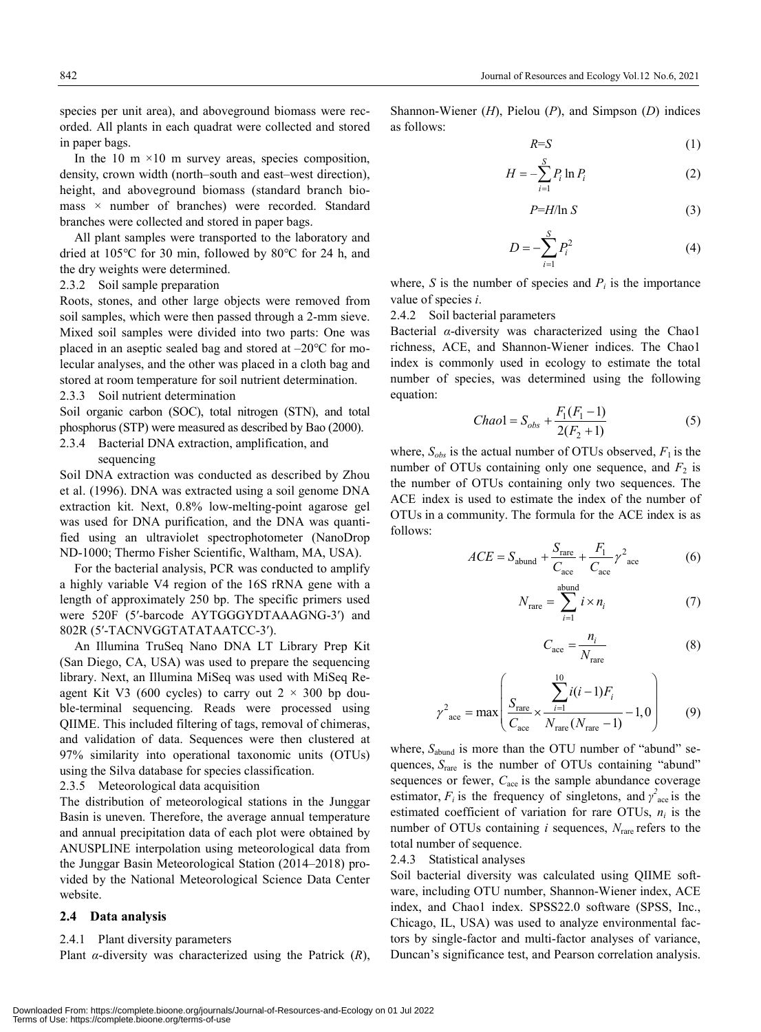species per unit area), and aboveground biomass were recorded. All plants in each quadrat were collected and stored in paper bags.

In the 10 m ×10 m survey areas, species composition, density, crown width (north–south and east–west direction), height, and aboveground biomass (standard branch biomass × number of branches) were recorded. Standard branches were collected and stored in paper bags.

All plant samples were transported to the laboratory and dried at 105°C for 30 min, followed by 80°C for 24 h, and the dry weights were determined.

2.3.2 Soil sample preparation

Roots, stones, and other large objects were removed from soil samples, which were then passed through a 2-mm sieve. Mixed soil samples were divided into two parts: One was placed in an aseptic sealed bag and stored at –20°C for molecular analyses, and the other was placed in a cloth bag and stored at room temperature for soil nutrient determination.

2.3.3 Soil nutrient determination

Soil organic carbon (SOC), total nitrogen (STN), and total phosphorus (STP) were measured as described by Bao (2000).

2.3.4 Bacterial DNA extraction, amplification, and sequencing

Soil DNA extraction was conducted as described by Zhou et al. (1996). DNA was extracted using a soil genome DNA extraction kit. Next, 0.8% low-melting-point agarose gel was used for DNA purification, and the DNA was quantified using an ultraviolet spectrophotometer (NanoDrop ND-1000; Thermo Fisher Scientific, Waltham, MA, USA).

For the bacterial analysis, PCR was conducted to amplify a highly variable V4 region of the 16S rRNA gene with a length of approximately 250 bp. The specific primers used were 520F (5′-barcode AYTGGGYDTAAAGNG-3′) and 802R (5′-TACNVGGTATATAATCC-3′).

An Illumina TruSeq Nano DNA LT Library Prep Kit (San Diego, CA, USA) was used to prepare the sequencing library. Next, an Illumina MiSeq was used with MiSeq Reagent Kit V3 (600 cycles) to carry out 2 × 300 bp double-terminal sequencing. Reads were processed using QIIME. This included filtering of tags, removal of chimeras, and validation of data. Sequences were then clustered at 97% similarity into operational taxonomic units (OTUs) using the Silva database for species classification.

2.3.5 Meteorological data acquisition

The distribution of meteorological stations in the Junggar Basin is uneven. Therefore, the average annual temperature and annual precipitation data of each plot were obtained by ANUSPLINE interpolation using meteorological data from the Junggar Basin Meteorological Station (2014–2018) provided by the National Meteorological Science Data Center website.

## 2.4 Data analysis

2.4.1 Plant diversity parameters

Plant *α*-diversity was characterized using the Patrick ($R$), Shannon-Wiener ($H$), Pielou ($P$), and Simpson ($D$) indices as follows:

$$R=S \tag{1}$$

$$H=-\sum_{i=1}^{S} P_i \ln P_i \tag{2}$$

$$P=H/\ln S \tag{3}$$

$$D=-\sum_{i=1}^{S} P_i^2 \tag{4}$$

where, $S$ is the number of species and $P_i$ is the importance value of species $i$.

2.4.2 Soil bacterial parameters

Bacterial *α*-diversity was characterized using the Chao1 richness, ACE, and Shannon-Wiener indices. The Chao1 index is commonly used in ecology to estimate the total number of species, was determined using the following equation:

$$Chao1=S_{obs}+\frac{F_1(F_1-1)}{2(F_2+1)} \tag{5}$$

where, $S_{obs}$ is the actual number of OTUs observed, $F_1$ is the number of OTUs containing only one sequence, and $F_2$ is the number of OTUs containing only two sequences. The ACE index is used to estimate the index of the number of OTUs in a community. The formula for the ACE index is as follows:

$$ACE=S_{\text{abund}}+\frac{S_{\text{rare}}}{C_{\text{ace}}}+\frac{F_1}{C_{\text{ace}}}\gamma^2_{\text{ace}} \tag{6}$$

$$N_{\text{rare}}=\sum_{i=1}^{\text{abund}} i\times n_i \tag{7}$$

$$C_{\text{ace}}=\frac{n_i}{N_{\text{rare}}} \tag{8}$$

$$\gamma^2_{\text{ace}}=\max\left(\frac{S_{\text{rare}}}{C_{\text{ace}}}\times\frac{\sum_{i=1}^{10} i(i-1)F_i}{N_{\text{rare}}(N_{\text{rare}}-1)}-1,0\right) \tag{9}$$

where, $S_{\text{abund}}$ is more than the OTU number of "abund" sequences, $S_{\text{rare}}$ is the number of OTUs containing "abund" sequences or fewer, $C_{\text{ace}}$ is the sample abundance coverage estimator, $F_i$ is the frequency of singletons, and $\gamma^2_{\text{ace}}$ is the estimated coefficient of variation for rare OTUs, $n_i$ is the number of OTUs containing $i$ sequences, $N_{\text{rare}}$ refers to the total number of sequence.

2.4.3 Statistical analyses

Soil bacterial diversity was calculated using QIIME software, including OTU number, Shannon-Wiener index, ACE index, and Chao1 index. SPSS22.0 software (SPSS, Inc., Chicago, IL, USA) was used to analyze environmental factors by single-factor and multi-factor analyses of variance, Duncan's significance test, and Pearson correlation analysis.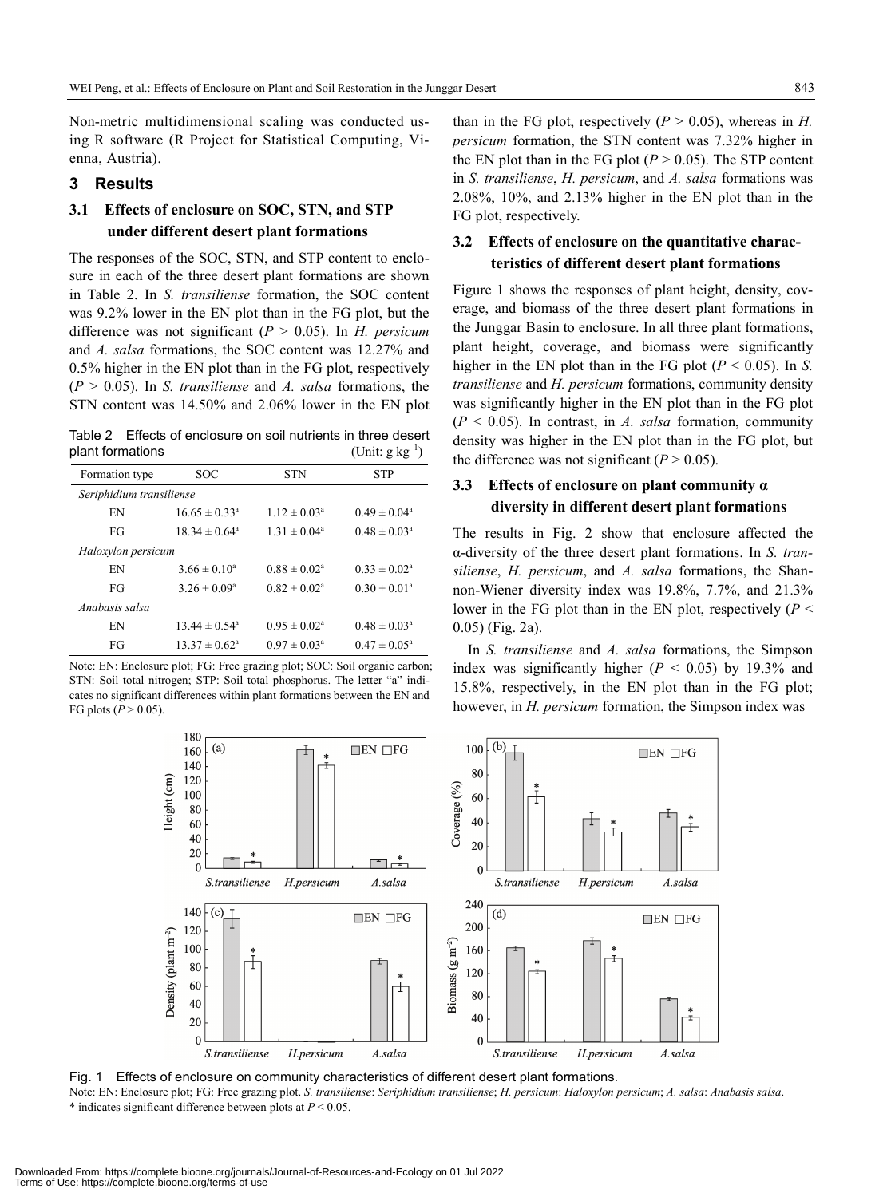Non-metric multidimensional scaling was conducted using R software (R Project for Statistical Computing, Vienna, Austria).

## 3 Results

### 3.1 Effects of enclosure on SOC, STN, and STP under different desert plant formations

The responses of the SOC, STN, and STP content to enclosure in each of the three desert plant formations are shown in Table 2. In *S. transiliense* formation, the SOC content was 9.2% lower in the EN plot than in the FG plot, but the difference was not significant ($P > 0.05$). In *H. persicum* and *A. salsa* formations, the SOC content was 12.27% and 0.5% higher in the EN plot than in the FG plot, respectively ($P > 0.05$). In *S. transiliense* and *A. salsa* formations, the STN content was 14.50% and 2.06% lower in the EN plot than in the FG plot, respectively ($P > 0.05$), whereas in *H. persicum* formation, the STN content was 7.32% higher in the EN plot than in the FG plot ($P > 0.05$). The STP content in *S. transiliense*, *H. persicum*, and *A. salsa* formations was 2.08%, 10%, and 2.13% higher in the EN plot than in the FG plot, respectively.

Table 2 Effects of enclosure on soil nutrients in three desert plant formations (Unit: $g\ kg^{-1}$)

| Formation type | SOC | STN | STP |
|---|---|---|---|
| *Seriphidium transiliense* | | | |
| EN | $16.65 \pm 0.33^a$ | $1.12 \pm 0.03^a$ | $0.49 \pm 0.04^a$ |
| FG | $18.34 \pm 0.64^a$ | $1.31 \pm 0.04^a$ | $0.48 \pm 0.03^a$ |
| *Haloxylon persicum* | | | |
| EN | $3.66 \pm 0.10^a$ | $0.88 \pm 0.02^a$ | $0.33 \pm 0.02^a$ |
| FG | $3.26 \pm 0.09^a$ | $0.82 \pm 0.02^a$ | $0.30 \pm 0.01^a$ |
| *Anabasis salsa* | | | |
| EN | $13.44 \pm 0.54^a$ | $0.95 \pm 0.02^a$ | $0.48 \pm 0.03^a$ |
| FG | $13.37 \pm 0.62^a$ | $0.97 \pm 0.03^a$ | $0.47 \pm 0.05^a$ |

Note: EN: Enclosure plot; FG: Free grazing plot; SOC: Soil organic carbon; STN: Soil total nitrogen; STP: Soil total phosphorus. The letter "a" indicates no significant differences within plant formations between the EN and FG plots ($P > 0.05$).

### 3.2 Effects of enclosure on the quantitative characteristics of different desert plant formations

Figure 1 shows the responses of plant height, density, coverage, and biomass of the three desert plant formations in the Junggar Basin to enclosure. In all three plant formations, plant height, coverage, and biomass were significantly higher in the EN plot than in the FG plot ($P < 0.05$). In *S. transiliense* and *H. persicum* formations, community density was significantly higher in the EN plot than in the FG plot ($P < 0.05$). In contrast, in *A. salsa* formation, community density was higher in the EN plot than in the FG plot, but the difference was not significant ($P > 0.05$).

### 3.3 Effects of enclosure on plant community α diversity in different desert plant formations

The results in Fig. 2 show that enclosure affected the α-diversity of the three desert plant formations. In *S. transiliense*, *H. persicum*, and *A. salsa* formations, the Shannon-Wiener diversity index was 19.8%, 7.7%, and 21.3% lower in the FG plot than in the EN plot, respectively ($P < 0.05$) (Fig. 2a).

In *S. transiliense* and *A. salsa* formations, the Simpson index was significantly higher ($P < 0.05$) by 19.3% and 15.8%, respectively, in the EN plot than in the FG plot; however, in *H. persicum* formation, the Simpson index was

Fig. 1 Effects of enclosure on community characteristics of different desert plant formations.

Note: EN: Enclosure plot; FG: Free grazing plot. *S. transiliense*: *Seriphidium transiliense*; *H. persicum*: *Haloxylon persicum*; *A. salsa*: *Anabasis salsa*. * indicates significant difference between plots at $P < 0.05$.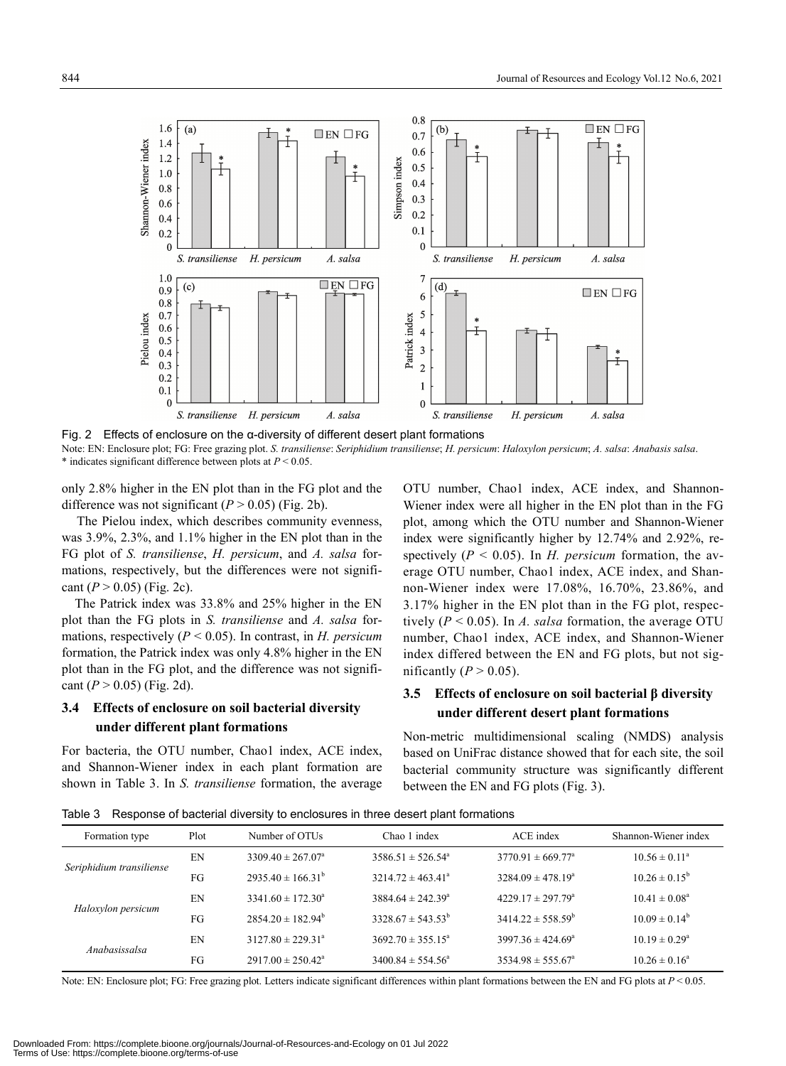Fig. 2 Effects of enclosure on the α-diversity of different desert plant formations

Note: EN: Enclosure plot; FG: Free grazing plot. *S. transiliense*: *Seriphidium transiliense*; *H. persicum*: *Haloxylon persicum*; *A. salsa*: *Anabasis salsa*. * indicates significant difference between plots at $P < 0.05$.

only 2.8% higher in the EN plot than in the FG plot and the difference was not significant ($P > 0.05$) (Fig. 2b).

The Pielou index, which describes community evenness, was 3.9%, 2.3%, and 1.1% higher in the EN plot than in the FG plot of *S. transiliense*, *H. persicum*, and *A. salsa* formations, respectively, but the differences were not significant ($P > 0.05$) (Fig. 2c).

The Patrick index was 33.8% and 25% higher in the EN plot than the FG plots in *S. transiliense* and *A. salsa* formations, respectively ($P < 0.05$). In contrast, in *H. persicum* formation, the Patrick index was only 4.8% higher in the EN plot than in the FG plot, and the difference was not significant ($P > 0.05$) (Fig. 2d).

## 3.4 Effects of enclosure on soil bacterial diversity under different plant formations

For bacteria, the OTU number, Chao1 index, ACE index, and Shannon-Wiener index in each plant formation are shown in Table 3. In *S. transiliense* formation, the average OTU number, Chao1 index, ACE index, and Shannon-Wiener index were all higher in the EN plot than in the FG plot, among which the OTU number and Shannon-Wiener index were significantly higher by 12.74% and 2.92%, respectively ($P < 0.05$). In *H. persicum* formation, the average OTU number, Chao1 index, ACE index, and Shannon-Wiener index were 17.08%, 16.70%, 23.86%, and 3.17% higher in the EN plot than in the FG plot, respectively ($P < 0.05$). In *A. salsa* formation, the average OTU number, Chao1 index, ACE index, and Shannon-Wiener index differed between the EN and FG plots, but not significantly ($P > 0.05$).

## 3.5 Effects of enclosure on soil bacterial β diversity under different desert plant formations

Non-metric multidimensional scaling (NMDS) analysis based on UniFrac distance showed that for each site, the soil bacterial community structure was significantly different between the EN and FG plots (Fig. 3).

Table 3 Response of bacterial diversity to enclosures in three desert plant formations

| Formation type | Plot | Number of OTUs | Chao 1 index | ACE index | Shannon-Wiener index |
|---|---|---|---|---|---|
| *Seriphidium transiliense* | EN | $3309.40 \pm 267.07^a$ | $3586.51 \pm 526.54^a$ | $3770.91 \pm 669.77^a$ | $10.56 \pm 0.11^a$ |
| | FG | $2935.40 \pm 166.31^b$ | $3214.72 \pm 463.41^a$ | $3284.09 \pm 478.19^a$ | $10.26 \pm 0.15^b$ |
| *Haloxylon persicum* | EN | $3341.60 \pm 172.30^a$ | $3884.64 \pm 242.39^a$ | $4229.17 \pm 297.79^a$ | $10.41 \pm 0.08^a$ |
| | FG | $2854.20 \pm 182.94^b$ | $3328.67 \pm 543.53^b$ | $3414.22 \pm 558.59^b$ | $10.09 \pm 0.14^b$ |
| *Anabasissalsa* | EN | $3127.80 \pm 229.31^a$ | $3692.70 \pm 355.15^a$ | $3997.36 \pm 424.69^a$ | $10.19 \pm 0.29^a$ |
| | FG | $2917.00 \pm 250.42^a$ | $3400.84 \pm 554.56^a$ | $3534.98 \pm 555.67^a$ | $10.26 \pm 0.16^a$ |

Note: EN: Enclosure plot; FG: Free grazing plot. Letters indicate significant differences within plant formations between the EN and FG plots at $P < 0.05$.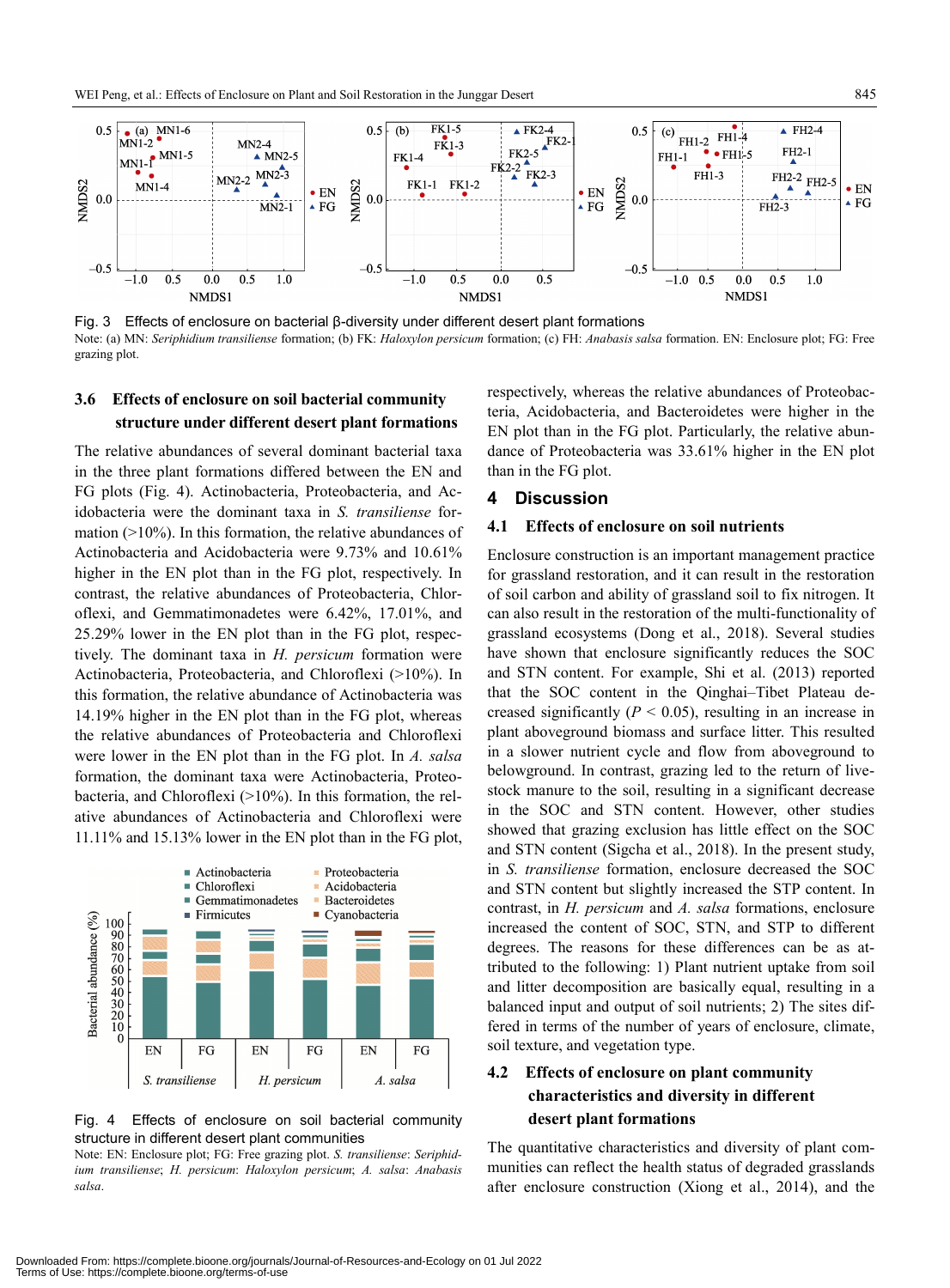Fig. 3 Effects of enclosure on bacterial β-diversity under different desert plant formations

Note: (a) MN: *Seriphidium transiliense* formation; (b) FK: *Haloxylon persicum* formation; (c) FH: *Anabasis salsa* formation. EN: Enclosure plot; FG: Free grazing plot.

### 3.6 Effects of enclosure on soil bacterial community structure under different desert plant formations

The relative abundances of several dominant bacterial taxa in the three plant formations differed between the EN and FG plots (Fig. 4). Actinobacteria, Proteobacteria, and Acidobacteria were the dominant taxa in *S. transiliense* formation (>10%). In this formation, the relative abundances of Actinobacteria and Acidobacteria were 9.73% and 10.61% higher in the EN plot than in the FG plot, respectively. In contrast, the relative abundances of Proteobacteria, Chloroflexi, and Gemmatimonadetes were 6.42%, 17.01%, and 25.29% lower in the EN plot than in the FG plot, respectively. The dominant taxa in *H. persicum* formation were Actinobacteria, Proteobacteria, and Chloroflexi (>10%). In this formation, the relative abundance of Actinobacteria was 14.19% higher in the EN plot than in the FG plot, whereas the relative abundances of Proteobacteria and Chloroflexi were lower in the EN plot than in the FG plot. In *A. salsa* formation, the dominant taxa were Actinobacteria, Proteobacteria, and Chloroflexi (>10%). In this formation, the relative abundances of Actinobacteria and Chloroflexi were 11.11% and 15.13% lower in the EN plot than in the FG plot, respectively, whereas the relative abundances of Proteobacteria, Acidobacteria, and Bacteroidetes were higher in the EN plot than in the FG plot. Particularly, the relative abundance of Proteobacteria was 33.61% higher in the EN plot than in the FG plot.

Fig. 4 Effects of enclosure on soil bacterial community structure in different desert plant communities

Note: EN: Enclosure plot; FG: Free grazing plot. *S. transiliense*: *Seriphidium transiliense*; *H. persicum*: *Haloxylon persicum*; *A. salsa*: *Anabasis salsa*.

## 4 Discussion

### 4.1 Effects of enclosure on soil nutrients

Enclosure construction is an important management practice for grassland restoration, and it can result in the restoration of soil carbon and ability of grassland soil to fix nitrogen. It can also result in the restoration of the multi-functionality of grassland ecosystems (Dong et al., 2018). Several studies have shown that enclosure significantly reduces the SOC and STN content. For example, Shi et al. (2013) reported that the SOC content in the Qinghai–Tibet Plateau decreased significantly ($P$ < 0.05), resulting in an increase in plant aboveground biomass and surface litter. This resulted in a slower nutrient cycle and flow from aboveground to belowground. In contrast, grazing led to the return of livestock manure to the soil, resulting in a significant decrease in the SOC and STN content. However, other studies showed that grazing exclusion has little effect on the SOC and STN content (Sigcha et al., 2018). In the present study, in *S. transiliense* formation, enclosure decreased the SOC and STN content but slightly increased the STP content. In contrast, in *H. persicum* and *A. salsa* formations, enclosure increased the content of SOC, STN, and STP to different degrees. The reasons for these differences can be as attributed to the following: 1) Plant nutrient uptake from soil and litter decomposition are basically equal, resulting in a balanced input and output of soil nutrients; 2) The sites differed in terms of the number of years of enclosure, climate, soil texture, and vegetation type.

### 4.2 Effects of enclosure on plant community characteristics and diversity in different desert plant formations

The quantitative characteristics and diversity of plant communities can reflect the health status of degraded grasslands after enclosure construction (Xiong et al., 2014), and the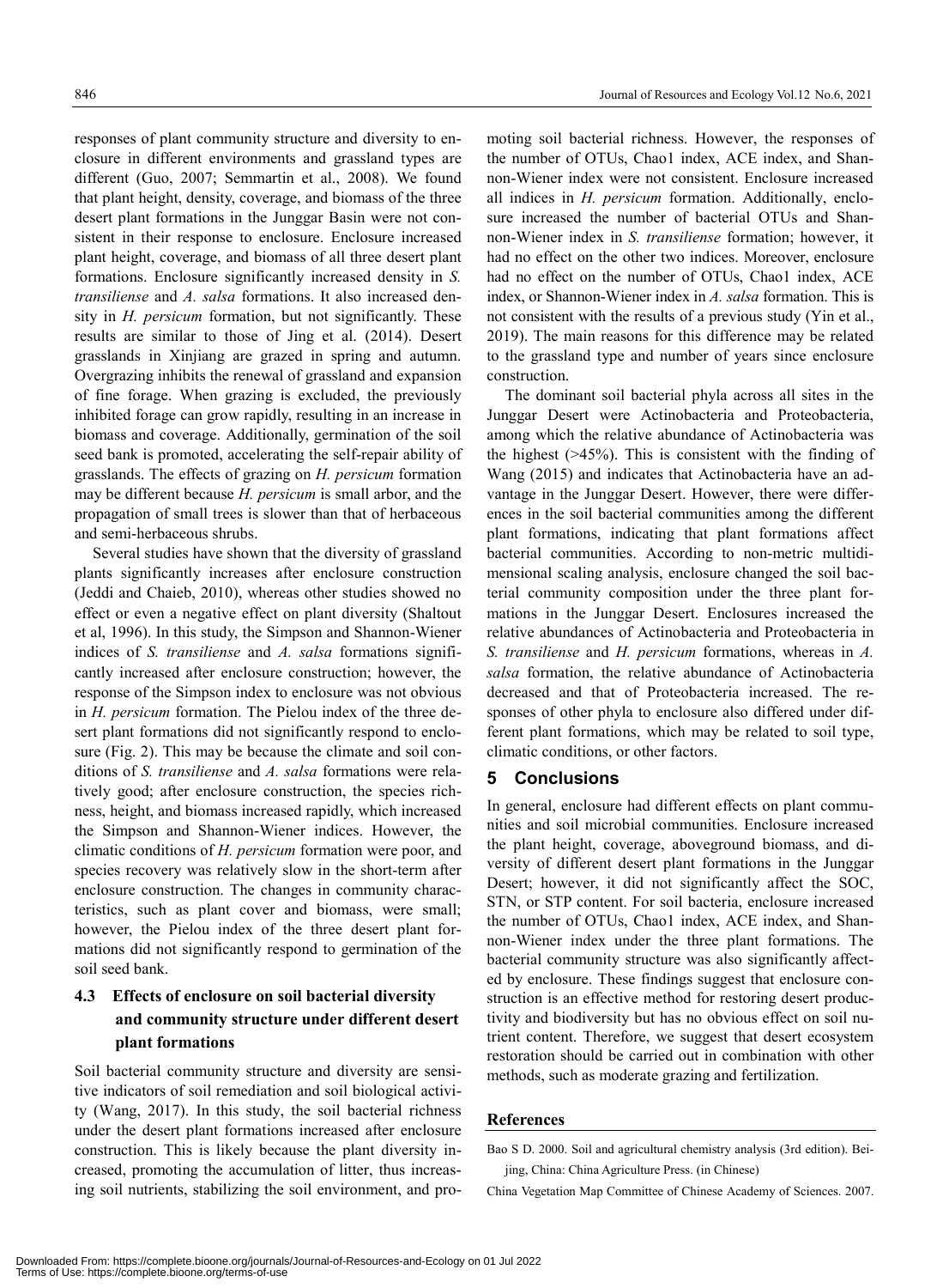responses of plant community structure and diversity to enclosure in different environments and grassland types are different (Guo, 2007; Semmartin et al., 2008). We found that plant height, density, coverage, and biomass of the three desert plant formations in the Junggar Basin were not consistent in their response to enclosure. Enclosure increased plant height, coverage, and biomass of all three desert plant formations. Enclosure significantly increased density in *S. transiliense* and *A. salsa* formations. It also increased density in *H. persicum* formation, but not significantly. These results are similar to those of Jing et al. (2014). Desert grasslands in Xinjiang are grazed in spring and autumn. Overgrazing inhibits the renewal of grassland and expansion of fine forage. When grazing is excluded, the previously inhibited forage can grow rapidly, resulting in an increase in biomass and coverage. Additionally, germination of the soil seed bank is promoted, accelerating the self-repair ability of grasslands. The effects of grazing on *H. persicum* formation may be different because *H. persicum* is small arbor, and the propagation of small trees is slower than that of herbaceous and semi-herbaceous shrubs.

Several studies have shown that the diversity of grassland plants significantly increases after enclosure construction (Jeddi and Chaieb, 2010), whereas other studies showed no effect or even a negative effect on plant diversity (Shaltout et al, 1996). In this study, the Simpson and Shannon-Wiener indices of *S. transiliense* and *A. salsa* formations significantly increased after enclosure construction; however, the response of the Simpson index to enclosure was not obvious in *H. persicum* formation. The Pielou index of the three desert plant formations did not significantly respond to enclosure (Fig. 2). This may be because the climate and soil conditions of *S. transiliense* and *A. salsa* formations were relatively good; after enclosure construction, the species richness, height, and biomass increased rapidly, which increased the Simpson and Shannon-Wiener indices. However, the climatic conditions of *H. persicum* formation were poor, and species recovery was relatively slow in the short-term after enclosure construction. The changes in community characteristics, such as plant cover and biomass, were small; however, the Pielou index of the three desert plant formations did not significantly respond to germination of the soil seed bank.

### 4.3 Effects of enclosure on soil bacterial diversity and community structure under different desert plant formations

Soil bacterial community structure and diversity are sensitive indicators of soil remediation and soil biological activity (Wang, 2017). In this study, the soil bacterial richness under the desert plant formations increased after enclosure construction. This is likely because the plant diversity increased, promoting the accumulation of litter, thus increasing soil nutrients, stabilizing the soil environment, and promoting soil bacterial richness. However, the responses of the number of OTUs, Chao1 index, ACE index, and Shannon-Wiener index were not consistent. Enclosure increased all indices in *H. persicum* formation. Additionally, enclosure increased the number of bacterial OTUs and Shannon-Wiener index in *S. transiliense* formation; however, it had no effect on the other two indices. Moreover, enclosure had no effect on the number of OTUs, Chao1 index, ACE index, or Shannon-Wiener index in *A. salsa* formation. This is not consistent with the results of a previous study (Yin et al., 2019). The main reasons for this difference may be related to the grassland type and number of years since enclosure construction.

The dominant soil bacterial phyla across all sites in the Junggar Desert were Actinobacteria and Proteobacteria, among which the relative abundance of Actinobacteria was the highest (>45%). This is consistent with the finding of Wang (2015) and indicates that Actinobacteria have an advantage in the Junggar Desert. However, there were differences in the soil bacterial communities among the different plant formations, indicating that plant formations affect bacterial communities. According to non-metric multidimensional scaling analysis, enclosure changed the soil bacterial community composition under the three plant formations in the Junggar Desert. Enclosures increased the relative abundances of Actinobacteria and Proteobacteria in *S. transiliense* and *H. persicum* formations, whereas in *A. salsa* formation, the relative abundance of Actinobacteria decreased and that of Proteobacteria increased. The responses of other phyla to enclosure also differed under different plant formations, which may be related to soil type, climatic conditions, or other factors.

## 5 Conclusions

In general, enclosure had different effects on plant communities and soil microbial communities. Enclosure increased the plant height, coverage, aboveground biomass, and diversity of different desert plant formations in the Junggar Desert; however, it did not significantly affect the SOC, STN, or STP content. For soil bacteria, enclosure increased the number of OTUs, Chao1 index, ACE index, and Shannon-Wiener index under the three plant formations. The bacterial community structure was also significantly affected by enclosure. These findings suggest that enclosure construction is an effective method for restoring desert productivity and biodiversity but has no obvious effect on soil nutrient content. Therefore, we suggest that desert ecosystem restoration should be carried out in combination with other methods, such as moderate grazing and fertilization.

## References

Bao S D. 2000. Soil and agricultural chemistry analysis (3rd edition). Beijing, China: China Agriculture Press. (in Chinese)

China Vegetation Map Committee of Chinese Academy of Sciences. 2007.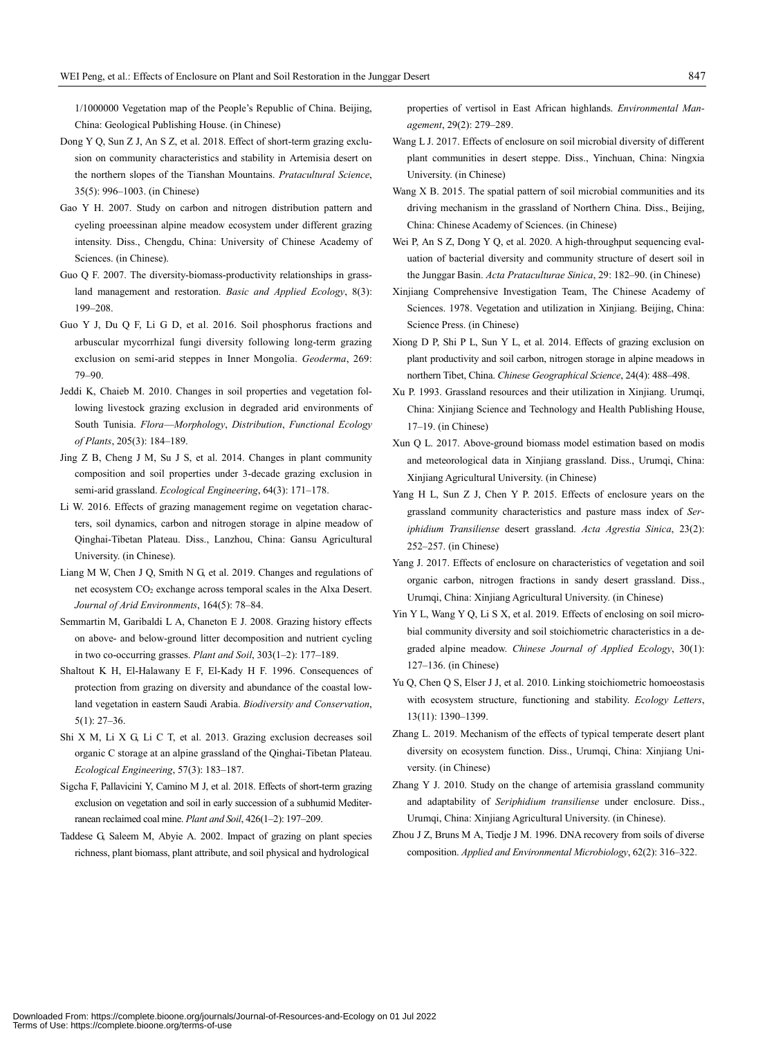1/1000000 Vegetation map of the People's Republic of China. Beijing, China: Geological Publishing House. (in Chinese)

Dong Y Q, Sun Z J, An S Z, et al. 2018. Effect of short-term grazing exclusion on community characteristics and stability in Artemisia desert on the northern slopes of the Tianshan Mountains. *Pratacultural Science*, 35(5): 996–1003. (in Chinese)

Gao Y H. 2007. Study on carbon and nitrogen distribution pattern and cyeling proeessinan alpine meadow ecosystem under different grazing intensity. Diss., Chengdu, China: University of Chinese Academy of Sciences. (in Chinese).

Guo Q F. 2007. The diversity-biomass-productivity relationships in grassland management and restoration. *Basic and Applied Ecology*, 8(3): 199–208.

Guo Y J, Du Q F, Li G D, et al. 2016. Soil phosphorus fractions and arbuscular mycorrhizal fungi diversity following long-term grazing exclusion on semi-arid steppes in Inner Mongolia. *Geoderma*, 269: 79–90.

Jeddi K, Chaieb M. 2010. Changes in soil properties and vegetation following livestock grazing exclusion in degraded arid environments of South Tunisia. *Flora—Morphology*, *Distribution*, *Functional Ecology of Plants*, 205(3): 184–189.

Jing Z B, Cheng J M, Su J S, et al. 2014. Changes in plant community composition and soil properties under 3-decade grazing exclusion in semi-arid grassland. *Ecological Engineering*, 64(3): 171–178.

Li W. 2016. Effects of grazing management regime on vegetation characters, soil dynamics, carbon and nitrogen storage in alpine meadow of Qinghai-Tibetan Plateau. Diss., Lanzhou, China: Gansu Agricultural University. (in Chinese).

Liang M W, Chen J Q, Smith N G, et al. 2019. Changes and regulations of net ecosystem $CO_2$ exchange across temporal scales in the Alxa Desert. *Journal of Arid Environments*, 164(5): 78–84.

Semmartin M, Garibaldi L A, Chaneton E J. 2008. Grazing history effects on above- and below-ground litter decomposition and nutrient cycling in two co-occurring grasses. *Plant and Soil*, 303(1–2): 177–189.

Shaltout K H, El-Halawany E F, El-Kady H F. 1996. Consequences of protection from grazing on diversity and abundance of the coastal lowland vegetation in eastern Saudi Arabia. *Biodiversity and Conservation*, 5(1): 27–36.

Shi X M, Li X G, Li C T, et al. 2013. Grazing exclusion decreases soil organic C storage at an alpine grassland of the Qinghai-Tibetan Plateau. *Ecological Engineering*, 57(3): 183–187.

Sigcha F, Pallavicini Y, Camino M J, et al. 2018. Effects of short-term grazing exclusion on vegetation and soil in early succession of a subhumid Mediterranean reclaimed coal mine. *Plant and Soil*, 426(1–2): 197–209.

Taddese G, Saleem M, Abyie A. 2002. Impact of grazing on plant species richness, plant biomass, plant attribute, and soil physical and hydrological properties of vertisol in East African highlands. *Environmental Management*, 29(2): 279–289.

Wang L J. 2017. Effects of enclosure on soil microbial diversity of different plant communities in desert steppe. Diss., Yinchuan, China: Ningxia University. (in Chinese)

Wang X B. 2015. The spatial pattern of soil microbial communities and its driving mechanism in the grassland of Northern China. Diss., Beijing, China: Chinese Academy of Sciences. (in Chinese)

Wei P, An S Z, Dong Y Q, et al. 2020. A high-throughput sequencing evaluation of bacterial diversity and community structure of desert soil in the Junggar Basin. *Acta Prataculturae Sinica*, 29: 182–90. (in Chinese)

Xinjiang Comprehensive Investigation Team, The Chinese Academy of Sciences. 1978. Vegetation and utilization in Xinjiang. Beijing, China: Science Press. (in Chinese)

Xiong D P, Shi P L, Sun Y L, et al. 2014. Effects of grazing exclusion on plant productivity and soil carbon, nitrogen storage in alpine meadows in northern Tibet, China. *Chinese Geographical Science*, 24(4): 488–498.

Xu P. 1993. Grassland resources and their utilization in Xinjiang. Urumqi, China: Xinjiang Science and Technology and Health Publishing House, 17–19. (in Chinese)

Xun Q L. 2017. Above-ground biomass model estimation based on modis and meteorological data in Xinjiang grassland. Diss., Urumqi, China: Xinjiang Agricultural University. (in Chinese)

Yang H L, Sun Z J, Chen Y P. 2015. Effects of enclosure years on the grassland community characteristics and pasture mass index of *Seriphidium Transiliense* desert grassland. *Acta Agrestia Sinica*, 23(2): 252–257. (in Chinese)

Yang J. 2017. Effects of enclosure on characteristics of vegetation and soil organic carbon, nitrogen fractions in sandy desert grassland. Diss., Urumqi, China: Xinjiang Agricultural University. (in Chinese)

Yin Y L, Wang Y Q, Li S X, et al. 2019. Effects of enclosing on soil microbial community diversity and soil stoichiometric characteristics in a degraded alpine meadow. *Chinese Journal of Applied Ecology*, 30(1): 127–136. (in Chinese)

Yu Q, Chen Q S, Elser J J, et al. 2010. Linking stoichiometric homoeostasis with ecosystem structure, functioning and stability. *Ecology Letters*, 13(11): 1390–1399.

Zhang L. 2019. Mechanism of the effects of typical temperate desert plant diversity on ecosystem function. Diss., Urumqi, China: Xinjiang University. (in Chinese)

Zhang Y J. 2010. Study on the change of artemisia grassland community and adaptability of *Seriphidium transiliense* under enclosure. Diss., Urumqi, China: Xinjiang Agricultural University. (in Chinese).

Zhou J Z, Bruns M A, Tiedje J M. 1996. DNA recovery from soils of diverse composition. *Applied and Environmental Microbiology*, 62(2): 316–322.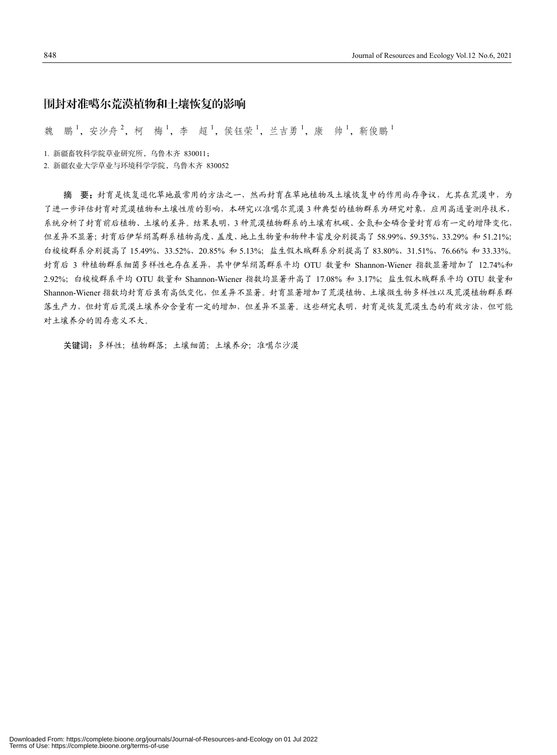# 围封对准噶尔荒漠植物和土壤恢复的影响

魏　鹏[1]，安沙舟[2]，柯　梅[1]，李　超[1]，侯钰荣[1]，兰吉勇[1]，康　帅[1]，靳俊鹏[1]

1. 新疆畜牧科学院草业研究所，乌鲁木齐 830011；
2. 新疆农业大学草业与环境科学学院，乌鲁木齐 830052

**摘　要：**封育是恢复退化草地最常用的方法之一，然而封育在草地植物及土壤恢复中的作用尚存争议，尤其在荒漠中，为了进一步评估封育对荒漠植物和土壤性质的影响，本研究以准噶尔荒漠 3 种典型的植物群系为研究对象，应用高通量测序技术，系统分析了封育前后植物、土壤的差异。结果表明，3 种荒漠植物群系的土壤有机碳、全氮和全磷含量封育后有一定的增降变化，但差异不显著；封育后伊犁绢蒿群系植物高度、盖度、地上生物量和物种丰富度分别提高了 58.99%、59.35%、33.29% 和 51.21%；白梭梭群系分别提高了 15.49%、33.52%、20.85% 和 5.13%；盐生假木贼群系分别提高了 83.80%、31.51%、76.66% 和 33.33%。封育后 3 种植物群系细菌多样性也存在差异，其中伊犁绢蒿群系平均 OTU 数量和 Shannon-Wiener 指数显著增加了 12.74%和 2.92%；白梭梭群系平均 OTU 数量和 Shannon-Wiener 指数均显著升高了 17.08% 和 3.17%；盐生假木贼群系平均 OTU 数量和 Shannon-Wiener 指数均封育后虽有高低变化，但差异不显著。封育显著增加了荒漠植物、土壤微生物多样性以及荒漠植物群系群落生产力，但封育后荒漠土壤养分含量有一定的增加，但差异不显著。这些研究表明，封育是恢复荒漠生态的有效方法，但可能对土壤养分的固存意义不大。

**关键词：**多样性；植物群落；土壤细菌；土壤养分；准噶尔沙漠